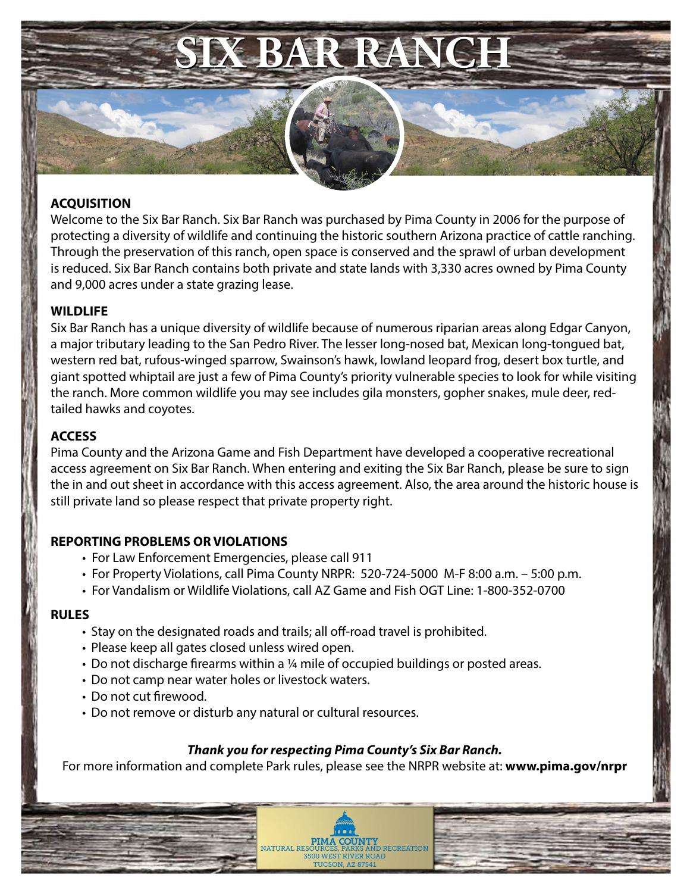# SIX BAR RANCH

## ACQUISITION

Welcome to the Six Bar Ranch. Six Bar Ranch was purchased by Pima County in 2006 for the purpose of protecting a diversity of wildlife and continuing the historic southern Arizona practice of cattle ranching. Through the preservation of this ranch, open space is conserved and the sprawl of urban development is reduced. Six Bar Ranch contains both private and state lands with 3,330 acres owned by Pima County and 9,000 acres under a state grazing lease.

## WILDLIFE

Six Bar Ranch has a unique diversity of wildlife because of numerous riparian areas along Edgar Canyon, a major tributary leading to the San Pedro River. The lesser long-nosed bat, Mexican long-tongued bat, western red bat, rufous-winged sparrow, Swainson's hawk, lowland leopard frog, desert box turtle, and giant spotted whiptail are just a few of Pima County's priority vulnerable species to look for while visiting the ranch. More common wildlife you may see includes gila monsters, gopher snakes, mule deer, red-tailed hawks and coyotes.

## ACCESS

Pima County and the Arizona Game and Fish Department have developed a cooperative recreational access agreement on Six Bar Ranch. When entering and exiting the Six Bar Ranch, please be sure to sign the in and out sheet in accordance with this access agreement. Also, the area around the historic house is still private land so please respect that private property right.

## REPORTING PROBLEMS OR VIOLATIONS

- For Law Enforcement Emergencies, please call 911
- For Property Violations, call Pima County NRPR: 520-724-5000 M-F 8:00 a.m. – 5:00 p.m.
- For Vandalism or Wildlife Violations, call AZ Game and Fish OGT Line: 1-800-352-0700

## RULES

- Stay on the designated roads and trails; all off-road travel is prohibited.
- Please keep all gates closed unless wired open.
- Do not discharge firearms within a ¼ mile of occupied buildings or posted areas.
- Do not camp near water holes or livestock waters.
- Do not cut firewood.
- Do not remove or disturb any natural or cultural resources.

***Thank you for respecting Pima County's Six Bar Ranch.***

For more information and complete Park rules, please see the NRPR website at: **www.pima.gov/nrpr**

PIMA COUNTY
NATURAL RESOURCES, PARKS AND RECREATION
3500 WEST RIVER ROAD
TUCSON, AZ 87541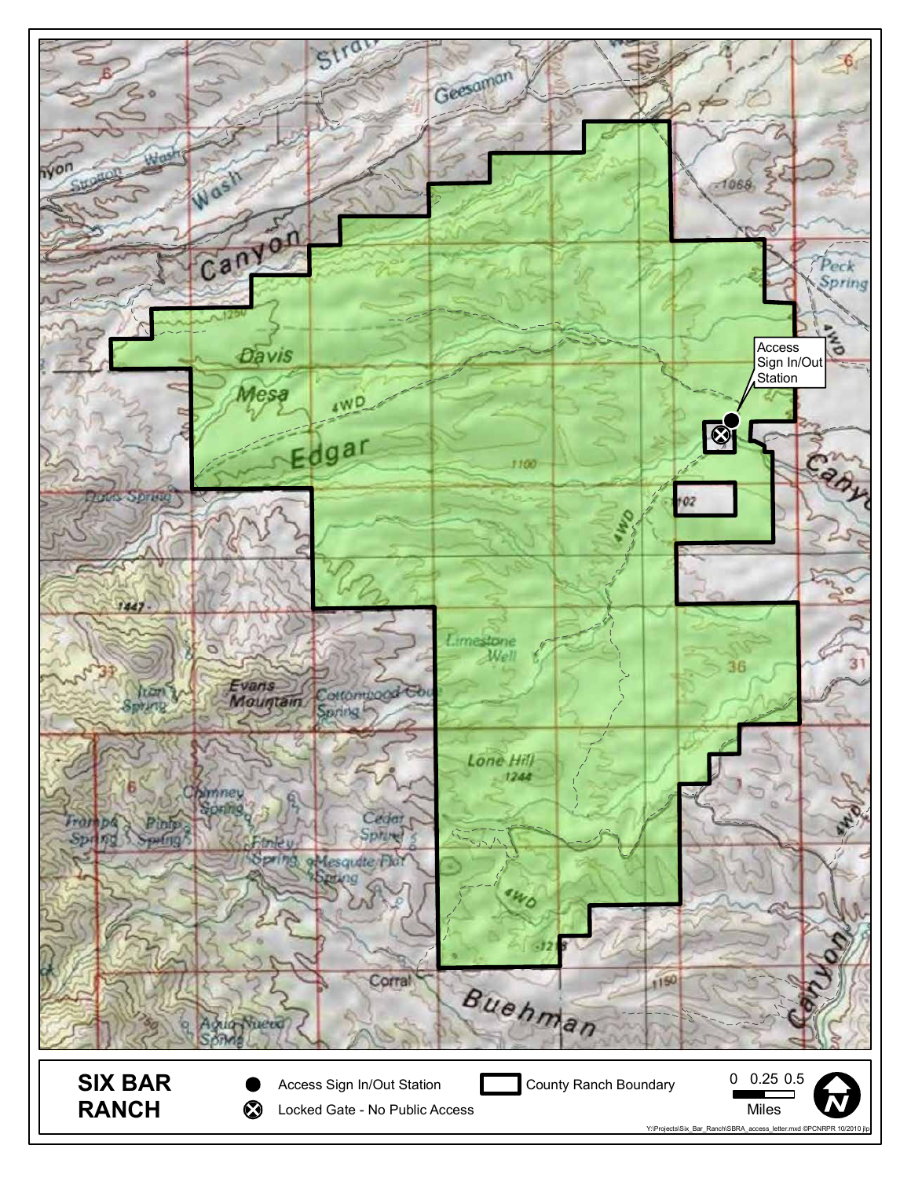Access Sign In/Out Station

**SIX BAR RANCH**

Access Sign In/Out Station

Locked Gate - No Public Access

County Ranch Boundary

0 0.25 0.5

Miles

Y:\Projects\Six_Bar_Ranch\SBRA_access_letter.mxd ©PCNRPR 10/2010 jlp